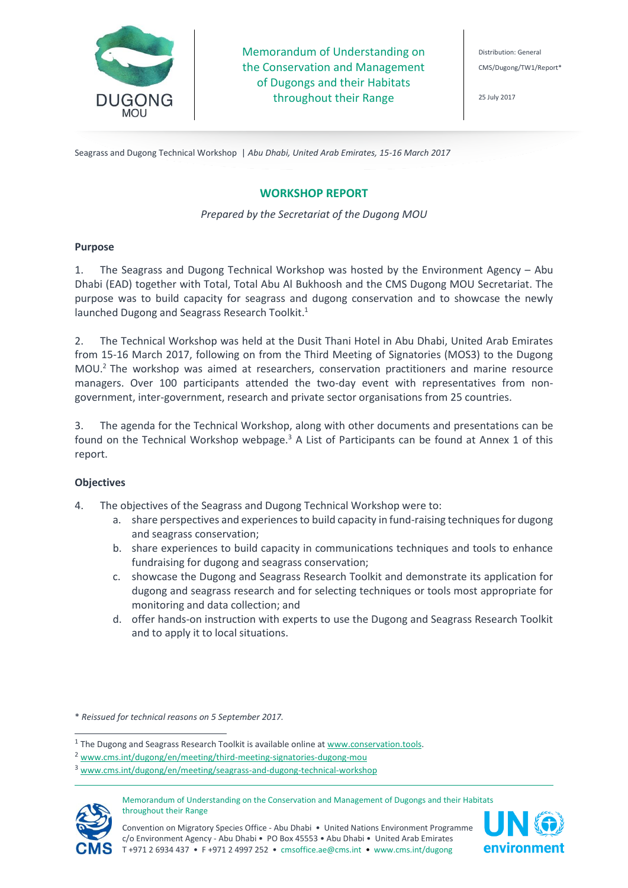DUGONG MOU

Memorandum of Understanding on the Conservation and Management of Dugongs and their Habitats throughout their Range

Distribution: General

CMS/Dugong/TW1/Report*

25 July 2017

Seagrass and Dugong Technical Workshop | *Abu Dhabi, United Arab Emirates, 15-16 March 2017*

## WORKSHOP REPORT

*Prepared by the Secretariat of the Dugong MOU*

### Purpose

1. The Seagrass and Dugong Technical Workshop was hosted by the Environment Agency – Abu Dhabi (EAD) together with Total, Total Abu Al Bukhoosh and the CMS Dugong MOU Secretariat. The purpose was to build capacity for seagrass and dugong conservation and to showcase the newly launched Dugong and Seagrass Research Toolkit.[1]

2. The Technical Workshop was held at the Dusit Thani Hotel in Abu Dhabi, United Arab Emirates from 15-16 March 2017, following on from the Third Meeting of Signatories (MOS3) to the Dugong MOU.[2] The workshop was aimed at researchers, conservation practitioners and marine resource managers. Over 100 participants attended the two-day event with representatives from non-government, inter-government, research and private sector organisations from 25 countries.

3. The agenda for the Technical Workshop, along with other documents and presentations can be found on the Technical Workshop webpage.[3] A List of Participants can be found at Annex 1 of this report.

### Objectives

4. The objectives of the Seagrass and Dugong Technical Workshop were to:
   a. share perspectives and experiences to build capacity in fund-raising techniques for dugong and seagrass conservation;
   b. share experiences to build capacity in communications techniques and tools to enhance fundraising for dugong and seagrass conservation;
   c. showcase the Dugong and Seagrass Research Toolkit and demonstrate its application for dugong and seagrass research and for selecting techniques or tools most appropriate for monitoring and data collection; and
   d. offer hands-on instruction with experts to use the Dugong and Seagrass Research Toolkit and to apply it to local situations.

\* *Reissued for technical reasons on 5 September 2017.*

[1] The Dugong and Seagrass Research Toolkit is available online at www.conservation.tools.

[2] www.cms.int/dugong/en/meeting/third-meeting-signatories-dugong-mou

[3] www.cms.int/dugong/en/meeting/seagrass-and-dugong-technical-workshop

Memorandum of Understanding on the Conservation and Management of Dugongs and their Habitats throughout their Range

Convention on Migratory Species Office - Abu Dhabi • United Nations Environment Programme c/o Environment Agency - Abu Dhabi • PO Box 45553 • Abu Dhabi • United Arab Emirates T +971 2 6934 437 • F +971 2 4997 252 • cmsoffice.ae@cms.int • www.cms.int/dugong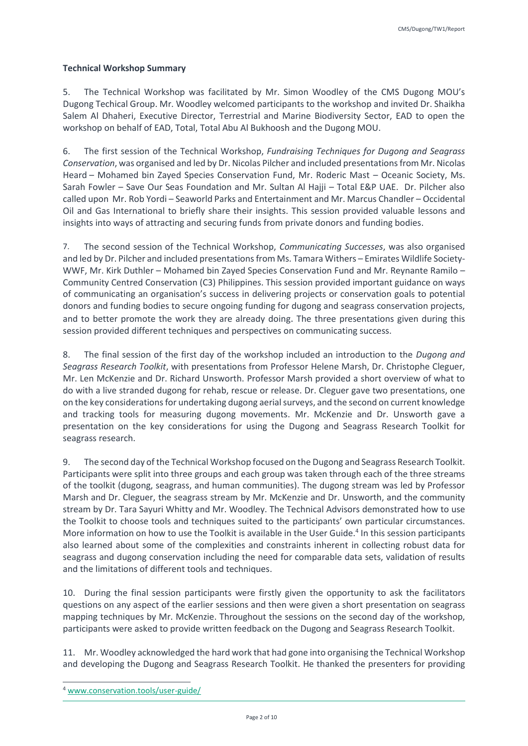**Technical Workshop Summary**

5. The Technical Workshop was facilitated by Mr. Simon Woodley of the CMS Dugong MOU's Dugong Techical Group. Mr. Woodley welcomed participants to the workshop and invited Dr. Shaikha Salem Al Dhaheri, Executive Director, Terrestrial and Marine Biodiversity Sector, EAD to open the workshop on behalf of EAD, Total, Total Abu Al Bukhoosh and the Dugong MOU.

6. The first session of the Technical Workshop, *Fundraising Techniques for Dugong and Seagrass Conservation*, was organised and led by Dr. Nicolas Pilcher and included presentations from Mr. Nicolas Heard – Mohamed bin Zayed Species Conservation Fund, Mr. Roderic Mast – Oceanic Society, Ms. Sarah Fowler – Save Our Seas Foundation and Mr. Sultan Al Hajji – Total E&P UAE. Dr. Pilcher also called upon Mr. Rob Yordi – Seaworld Parks and Entertainment and Mr. Marcus Chandler – Occidental Oil and Gas International to briefly share their insights. This session provided valuable lessons and insights into ways of attracting and securing funds from private donors and funding bodies.

7. The second session of the Technical Workshop, *Communicating Successes*, was also organised and led by Dr. Pilcher and included presentations from Ms. Tamara Withers – Emirates Wildlife Society-WWF, Mr. Kirk Duthler – Mohamed bin Zayed Species Conservation Fund and Mr. Reynante Ramilo – Community Centred Conservation (C3) Philippines. This session provided important guidance on ways of communicating an organisation's success in delivering projects or conservation goals to potential donors and funding bodies to secure ongoing funding for dugong and seagrass conservation projects, and to better promote the work they are already doing. The three presentations given during this session provided different techniques and perspectives on communicating success.

8. The final session of the first day of the workshop included an introduction to the *Dugong and Seagrass Research Toolkit*, with presentations from Professor Helene Marsh, Dr. Christophe Cleguer, Mr. Len McKenzie and Dr. Richard Unsworth. Professor Marsh provided a short overview of what to do with a live stranded dugong for rehab, rescue or release. Dr. Cleguer gave two presentations, one on the key considerations for undertaking dugong aerial surveys, and the second on current knowledge and tracking tools for measuring dugong movements. Mr. McKenzie and Dr. Unsworth gave a presentation on the key considerations for using the Dugong and Seagrass Research Toolkit for seagrass research.

9. The second day of the Technical Workshop focused on the Dugong and Seagrass Research Toolkit. Participants were split into three groups and each group was taken through each of the three streams of the toolkit (dugong, seagrass, and human communities). The dugong stream was led by Professor Marsh and Dr. Cleguer, the seagrass stream by Mr. McKenzie and Dr. Unsworth, and the community stream by Dr. Tara Sayuri Whitty and Mr. Woodley. The Technical Advisors demonstrated how to use the Toolkit to choose tools and techniques suited to the participants' own particular circumstances. More information on how to use the Toolkit is available in the User Guide.[4] In this session participants also learned about some of the complexities and constraints inherent in collecting robust data for seagrass and dugong conservation including the need for comparable data sets, validation of results and the limitations of different tools and techniques.

10. During the final session participants were firstly given the opportunity to ask the facilitators questions on any aspect of the earlier sessions and then were given a short presentation on seagrass mapping techniques by Mr. McKenzie. Throughout the sessions on the second day of the workshop, participants were asked to provide written feedback on the Dugong and Seagrass Research Toolkit.

11. Mr. Woodley acknowledged the hard work that had gone into organising the Technical Workshop and developing the Dugong and Seagrass Research Toolkit. He thanked the presenters for providing

---

[4] www.conservation.tools/user-guide/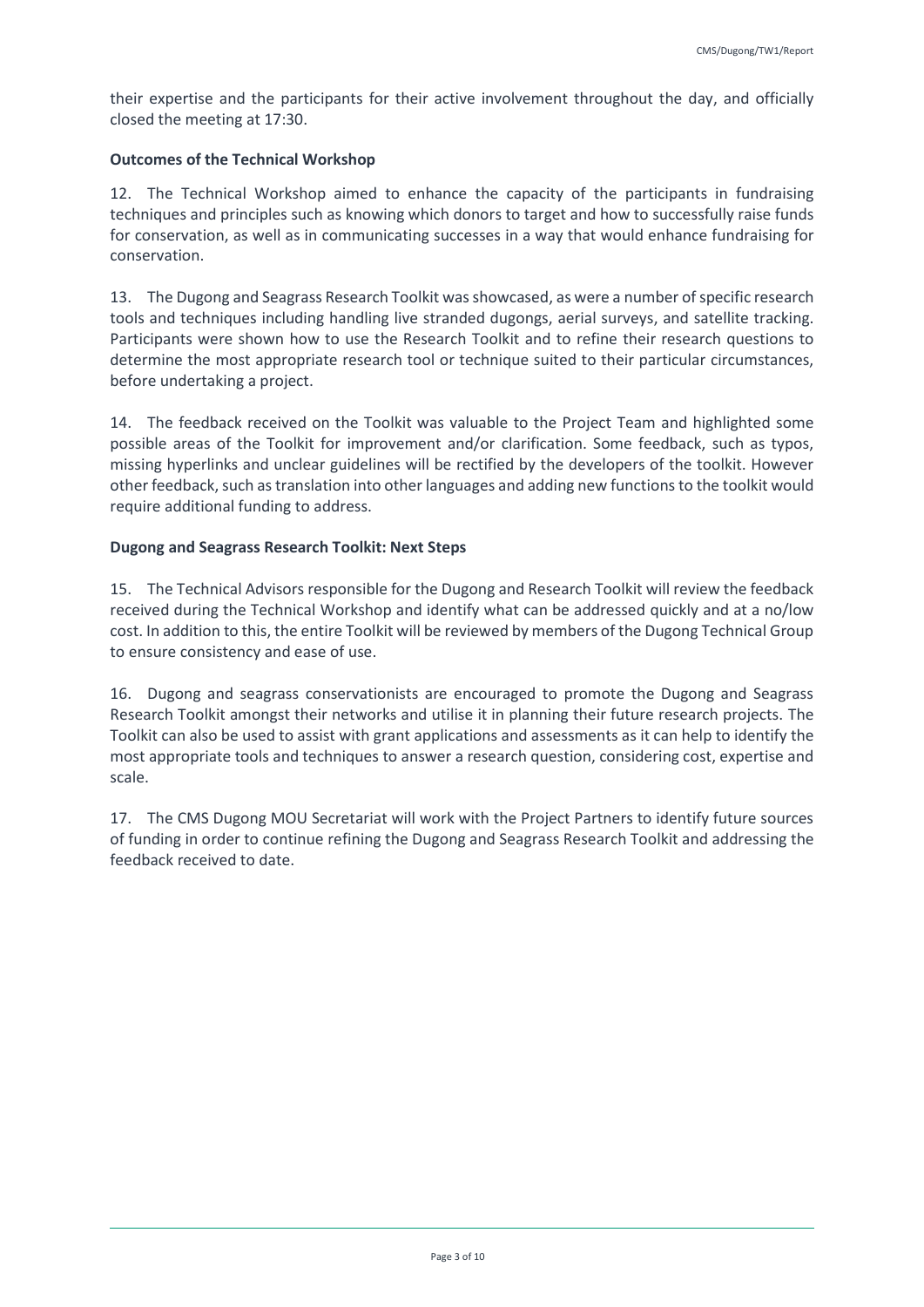their expertise and the participants for their active involvement throughout the day, and officially closed the meeting at 17:30.

**Outcomes of the Technical Workshop**

12. The Technical Workshop aimed to enhance the capacity of the participants in fundraising techniques and principles such as knowing which donors to target and how to successfully raise funds for conservation, as well as in communicating successes in a way that would enhance fundraising for conservation.

13. The Dugong and Seagrass Research Toolkit was showcased, as were a number of specific research tools and techniques including handling live stranded dugongs, aerial surveys, and satellite tracking. Participants were shown how to use the Research Toolkit and to refine their research questions to determine the most appropriate research tool or technique suited to their particular circumstances, before undertaking a project.

14. The feedback received on the Toolkit was valuable to the Project Team and highlighted some possible areas of the Toolkit for improvement and/or clarification. Some feedback, such as typos, missing hyperlinks and unclear guidelines will be rectified by the developers of the toolkit. However other feedback, such as translation into other languages and adding new functions to the toolkit would require additional funding to address.

**Dugong and Seagrass Research Toolkit: Next Steps**

15. The Technical Advisors responsible for the Dugong and Research Toolkit will review the feedback received during the Technical Workshop and identify what can be addressed quickly and at a no/low cost. In addition to this, the entire Toolkit will be reviewed by members of the Dugong Technical Group to ensure consistency and ease of use.

16. Dugong and seagrass conservationists are encouraged to promote the Dugong and Seagrass Research Toolkit amongst their networks and utilise it in planning their future research projects. The Toolkit can also be used to assist with grant applications and assessments as it can help to identify the most appropriate tools and techniques to answer a research question, considering cost, expertise and scale.

17. The CMS Dugong MOU Secretariat will work with the Project Partners to identify future sources of funding in order to continue refining the Dugong and Seagrass Research Toolkit and addressing the feedback received to date.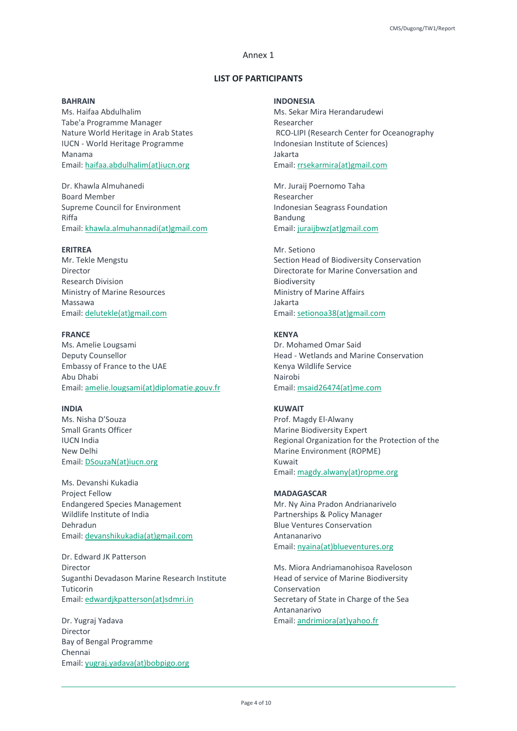Annex 1

## LIST OF PARTICIPANTS

**BAHRAIN**
Ms. Haifaa Abdulhalim
Tabe'a Programme Manager
Nature World Heritage in Arab States
IUCN - World Heritage Programme
Manama
Email: haifaa.abdulhalim(at)iucn.org

Dr. Khawla Almuhanedi
Board Member
Supreme Council for Environment
Riffa
Email: khawla.almuhannadi(at)gmail.com

**ERITREA**
Mr. Tekle Mengstu
Director
Research Division
Ministry of Marine Resources
Massawa
Email: delutekle(at)gmail.com

**FRANCE**
Ms. Amelie Lougsami
Deputy Counsellor
Embassy of France to the UAE
Abu Dhabi
Email: amelie.lougsami(at)diplomatie.gouv.fr

**INDIA**
Ms. Nisha D'Souza
Small Grants Officer
IUCN India
New Delhi
Email: DSouzaN(at)iucn.org

Ms. Devanshi Kukadia
Project Fellow
Endangered Species Management
Wildlife Institute of India
Dehradun
Email: devanshikukadia(at)gmail.com

Dr. Edward JK Patterson
Director
Suganthi Devadason Marine Research Institute
Tuticorin
Email: edwardjkpatterson(at)sdmri.in

Dr. Yugraj Yadava
Director
Bay of Bengal Programme
Chennai
Email: yugraj.yadava(at)bobpigo.org

**INDONESIA**
Ms. Sekar Mira Herandarudewi
Researcher
RCO-LIPI (Research Center for Oceanography Indonesian Institute of Sciences)
Jakarta
Email: rrsekarmira(at)gmail.com

Mr. Juraij Poernomo Taha
Researcher
Indonesian Seagrass Foundation
Bandung
Email: juraijbwz(at)gmail.com

Mr. Setiono
Section Head of Biodiversity Conservation
Directorate for Marine Conversation and Biodiversity
Ministry of Marine Affairs
Jakarta
Email: setionoa38(at)gmail.com

**KENYA**
Dr. Mohamed Omar Said
Head - Wetlands and Marine Conservation
Kenya Wildlife Service
Nairobi
Email: msaid26474(at)me.com

**KUWAIT**
Prof. Magdy El-Alwany
Marine Biodiversity Expert
Regional Organization for the Protection of the Marine Environment (ROPME)
Kuwait
Email: magdy.alwany(at)ropme.org

**MADAGASCAR**
Mr. Ny Aina Pradon Andrianarivelo
Partnerships & Policy Manager
Blue Ventures Conservation
Antananarivo
Email: nyaina(at)blueventures.org

Ms. Miora Andriamanohisoa Raveloson
Head of service of Marine Biodiversity Conservation
Secretary of State in Charge of the Sea
Antananarivo
Email: andrimiora(at)yahoo.fr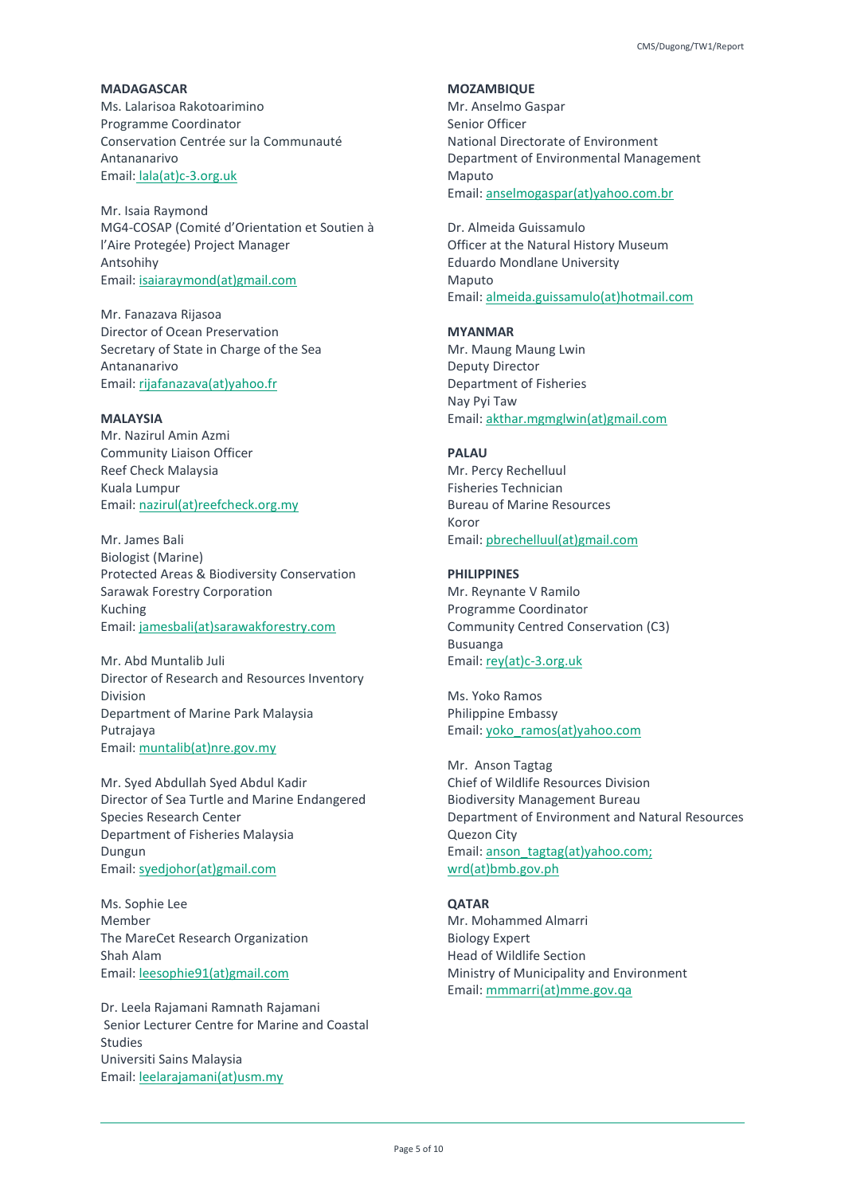**MADAGASCAR**

Ms. Lalarisoa Rakotoarimino
Programme Coordinator
Conservation Centrée sur la Communauté
Antananarivo
Email: lala(at)c-3.org.uk

Mr. Isaia Raymond
MG4-COSAP (Comité d'Orientation et Soutien à l'Aire Protegée) Project Manager
Antsohihy
Email: isaiaraymond(at)gmail.com

Mr. Fanazava Rijasoa
Director of Ocean Preservation
Secretary of State in Charge of the Sea
Antananarivo
Email: rijafanazava(at)yahoo.fr

**MALAYSIA**

Mr. Nazirul Amin Azmi
Community Liaison Officer
Reef Check Malaysia
Kuala Lumpur
Email: nazirul(at)reefcheck.org.my

Mr. James Bali
Biologist (Marine)
Protected Areas & Biodiversity Conservation
Sarawak Forestry Corporation
Kuching
Email: jamesbali(at)sarawakforestry.com

Mr. Abd Muntalib Juli
Director of Research and Resources Inventory Division
Department of Marine Park Malaysia
Putrajaya
Email: muntalib(at)nre.gov.my

Mr. Syed Abdullah Syed Abdul Kadir
Director of Sea Turtle and Marine Endangered Species Research Center
Department of Fisheries Malaysia
Dungun
Email: syedjohor(at)gmail.com

Ms. Sophie Lee
Member
The MareCet Research Organization
Shah Alam
Email: leesophie91(at)gmail.com

Dr. Leela Rajamani Ramnath Rajamani
Senior Lecturer Centre for Marine and Coastal Studies
Universiti Sains Malaysia
Email: leelarajamani(at)usm.my

**MOZAMBIQUE**

Mr. Anselmo Gaspar
Senior Officer
National Directorate of Environment
Department of Environmental Management
Maputo
Email: anselmogaspar(at)yahoo.com.br

Dr. Almeida Guissamulo
Officer at the Natural History Museum
Eduardo Mondlane University
Maputo
Email: almeida.guissamulo(at)hotmail.com

**MYANMAR**

Mr. Maung Maung Lwin
Deputy Director
Department of Fisheries
Nay Pyi Taw
Email: akthar.mgmglwin(at)gmail.com

**PALAU**

Mr. Percy Rechelluul
Fisheries Technician
Bureau of Marine Resources
Koror
Email: pbrechelluul(at)gmail.com

**PHILIPPINES**

Mr. Reynante V Ramilo
Programme Coordinator
Community Centred Conservation (C3)
Busuanga
Email: rey(at)c-3.org.uk

Ms. Yoko Ramos
Philippine Embassy
Email: yoko_ramos(at)yahoo.com

Mr. Anson Tagtag
Chief of Wildlife Resources Division
Biodiversity Management Bureau
Department of Environment and Natural Resources
Quezon City
Email: anson_tagtag(at)yahoo.com; wrd(at)bmb.gov.ph

**QATAR**

Mr. Mohammed Almarri
Biology Expert
Head of Wildlife Section
Ministry of Municipality and Environment
Email: mmmarri(at)mme.gov.qa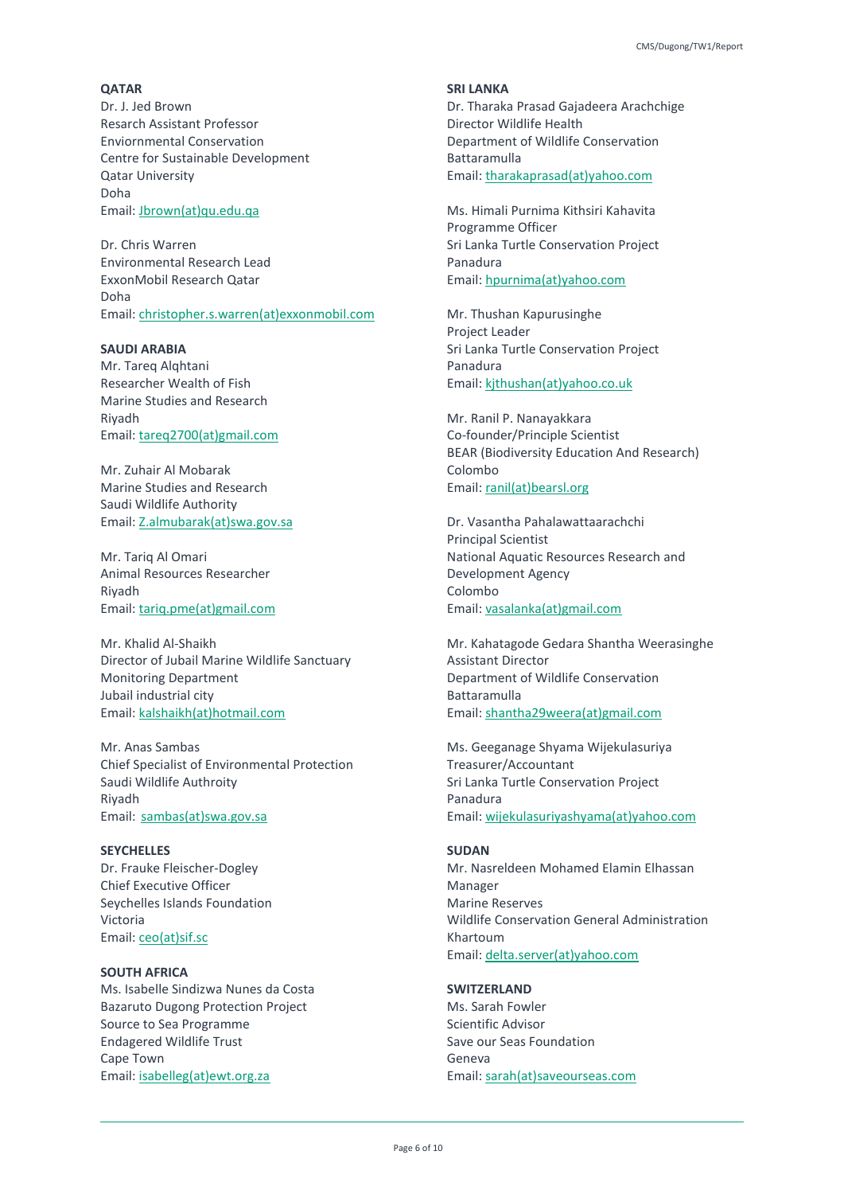**QATAR**
Dr. J. Jed Brown
Resarch Assistant Professor
Enviornmental Conservation
Centre for Sustainable Development
Qatar University
Doha
Email: Jbrown(at)qu.edu.qa

Dr. Chris Warren
Environmental Research Lead
ExxonMobil Research Qatar
Doha
Email: christopher.s.warren(at)exxonmobil.com

**SAUDI ARABIA**
Mr. Tareq Alqhtani
Researcher Wealth of Fish
Marine Studies and Research
Riyadh
Email: tareq2700(at)gmail.com

Mr. Zuhair Al Mobarak
Marine Studies and Research
Saudi Wildlife Authority
Email: Z.almubarak(at)swa.gov.sa

Mr. Tariq Al Omari
Animal Resources Researcher
Riyadh
Email: tariq.pme(at)gmail.com

Mr. Khalid Al-Shaikh
Director of Jubail Marine Wildlife Sanctuary
Monitoring Department
Jubail industrial city
Email: kalshaikh(at)hotmail.com

Mr. Anas Sambas
Chief Specialist of Environmental Protection
Saudi Wildlife Adhroity
Riyadh
Email: sambas(at)swa.gov.sa

**SEYCHELLES**
Dr. Frauke Fleischer-Dogley
Chief Executive Officer
Seychelles Islands Foundation
Victoria
Email: ceo(at)sif.sc

**SOUTH AFRICA**
Ms. Isabelle Sindizwa Nunes da Costa
Bazaruto Dugong Protection Project
Source to Sea Programme
Endagered Wildlife Trust
Cape Town
Email: isabelleg(at)ewt.org.za

**SRI LANKA**
Dr. Tharaka Prasad Gajadeera Arachchige
Director Wildlife Health
Department of Wildlife Conservation
Battaramulla
Email: tharakaprasad(at)yahoo.com

Ms. Himali Purnima Kithsiri Kahavita
Programme Officer
Sri Lanka Turtle Conservation Project
Panadura
Email: hpurnima(at)yahoo.com

Mr. Thushan Kapurusinghe
Project Leader
Sri Lanka Turtle Conservation Project
Panadura
Email: kjthushan(at)yahoo.co.uk

Mr. Ranil P. Nanayakkara
Co-founder/Principle Scientist
BEAR (Biodiversity Education And Research)
Colombo
Email: ranil(at)bearsl.org

Dr. Vasantha Pahalawattaarachchi
Principal Scientist
National Aquatic Resources Research and Development Agency
Colombo
Email: vasalanka(at)gmail.com

Mr. Kahatagode Gedara Shantha Weerasinghe
Assistant Director
Department of Wildlife Conservation
Battaramulla
Email: shantha29weera(at)gmail.com

Ms. Geeganage Shyama Wijekulasuriya
Treasurer/Accountant
Sri Lanka Turtle Conservation Project
Panadura
Email: wijekulasuriyashyama(at)yahoo.com

**SUDAN**
Mr. Nasreldeen Mohamed Elamin Elhassan
Manager
Marine Reserves
Wildlife Conservation General Administration
Khartoum
Email: delta.server(at)yahoo.com

**SWITZERLAND**
Ms. Sarah Fowler
Scientific Advisor
Save our Seas Foundation
Geneva
Email: sarah(at)saveourseas.com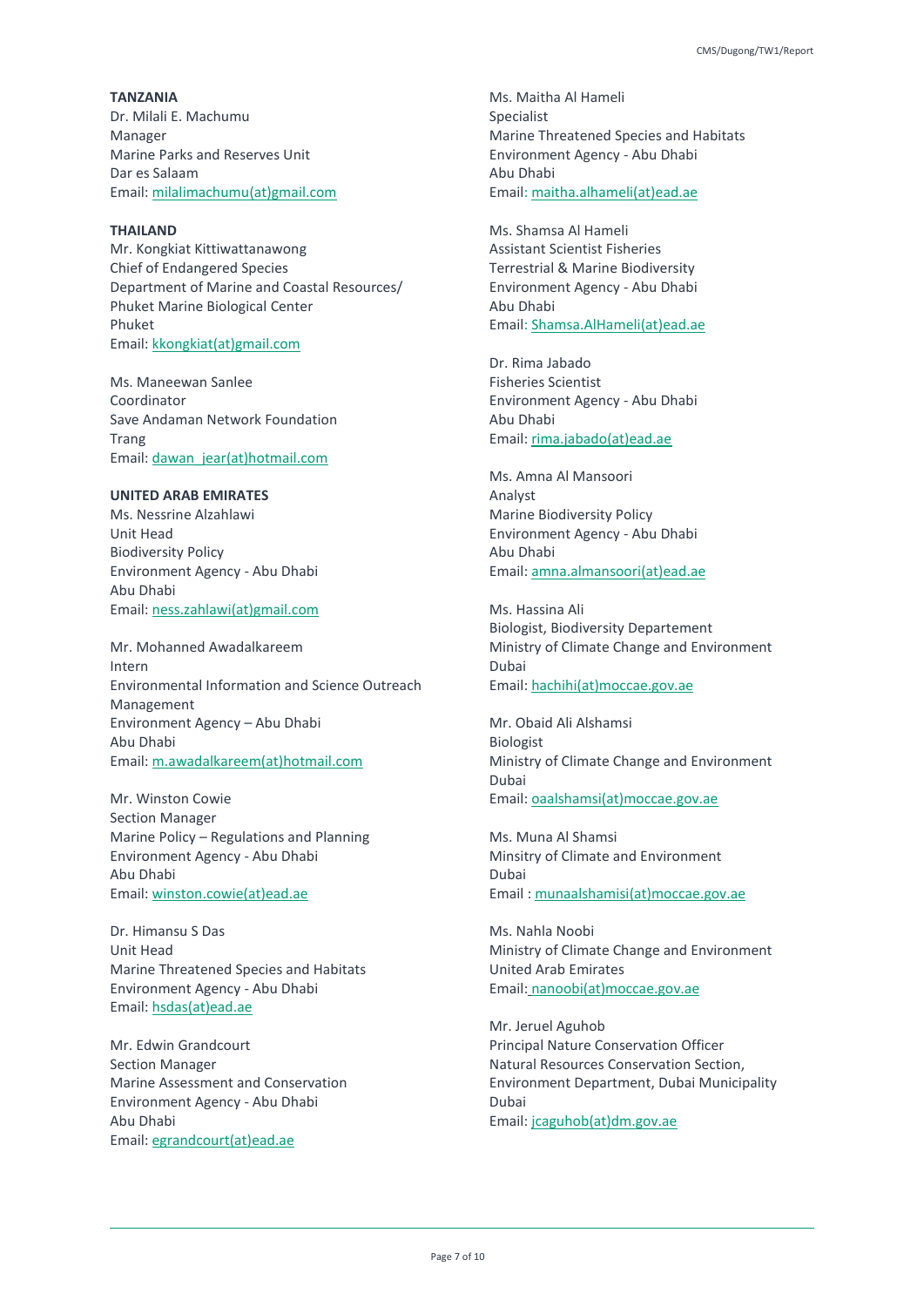**TANZANIA**
Dr. Milali E. Machumu
Manager
Marine Parks and Reserves Unit
Dar es Salaam
Email: milalimachumu(at)gmail.com

**THAILAND**
Mr. Kongkiat Kittiwattanawong
Chief of Endangered Species
Department of Marine and Coastal Resources/
Phuket Marine Biological Center
Phuket
Email: kkongkiat(at)gmail.com

Ms. Maneewan Sanlee
Coordinator
Save Andaman Network Foundation
Trang
Email: dawan_jear(at)hotmail.com

**UNITED ARAB EMIRATES**
Ms. Nessrine Alzahlawi
Unit Head
Biodiversity Policy
Environment Agency - Abu Dhabi
Abu Dhabi
Email: ness.zahlawi(at)gmail.com

Mr. Mohanned Awadalkareem
Intern
Environmental Information and Science Outreach Management
Environment Agency – Abu Dhabi
Abu Dhabi
Email: m.awadalkareem(at)hotmail.com

Mr. Winston Cowie
Section Manager
Marine Policy – Regulations and Planning
Environment Agency - Abu Dhabi
Abu Dhabi
Email: winston.cowie(at)ead.ae

Dr. Himansu S Das
Unit Head
Marine Threatened Species and Habitats
Environment Agency - Abu Dhabi
Email: hsdas(at)ead.ae

Mr. Edwin Grandcourt
Section Manager
Marine Assessment and Conservation
Environment Agency - Abu Dhabi
Abu Dhabi
Email: egrandcourt(at)ead.ae

Ms. Maitha Al Hameli
Specialist
Marine Threatened Species and Habitats
Environment Agency - Abu Dhabi
Abu Dhabi
Email: maitha.alhameli(at)ead.ae

Ms. Shamsa Al Hameli
Assistant Scientist Fisheries
Terrestrial & Marine Biodiversity
Environment Agency - Abu Dhabi
Abu Dhabi
Email: Shamsa.AlHameli(at)ead.ae

Dr. Rima Jabado
Fisheries Scientist
Environment Agency - Abu Dhabi
Abu Dhabi
Email: rima.jabado(at)ead.ae

Ms. Amna Al Mansoori
Analyst
Marine Biodiversity Policy
Environment Agency - Abu Dhabi
Abu Dhabi
Email: amna.almansoori(at)ead.ae

Ms. Hassina Ali
Biologist, Biodiversity Departement
Ministry of Climate Change and Environment
Dubai
Email: hachihi(at)moccae.gov.ae

Mr. Obaid Ali Alshamsi
Biologist
Ministry of Climate Change and Environment
Dubai
Email: oaalshamsi(at)moccae.gov.ae

Ms. Muna Al Shamsi
Minsitry of Climate and Environment
Dubai
Email : munaalshamisi(at)moccae.gov.ae

Ms. Nahla Noobi
Ministry of Climate Change and Environment
United Arab Emirates
Email: nanoobi(at)moccae.gov.ae

Mr. Jeruel Aguhob
Principal Nature Conservation Officer
Natural Resources Conservation Section,
Environment Department, Dubai Municipality
Dubai
Email: jcaguhob(at)dm.gov.ae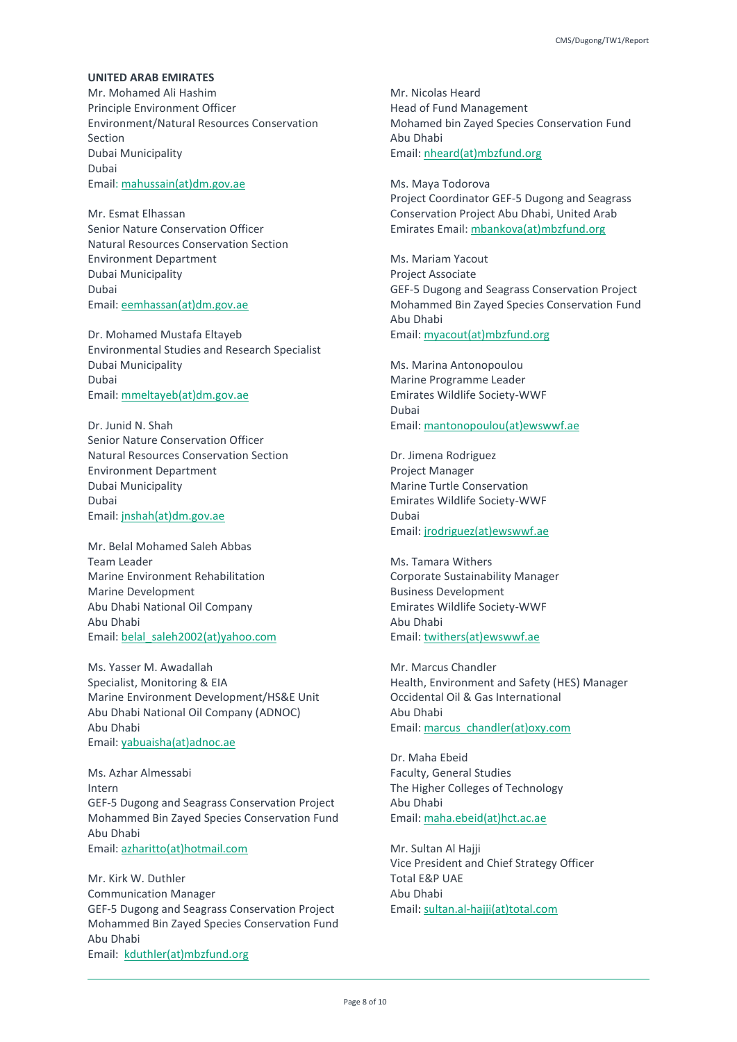**UNITED ARAB EMIRATES**

Mr. Mohamed Ali Hashim
Principle Environment Officer
Environment/Natural Resources Conservation Section
Dubai Municipality
Dubai
Email: mahussain(at)dm.gov.ae

Mr. Esmat Elhassan
Senior Nature Conservation Officer
Natural Resources Conservation Section
Environment Department
Dubai Municipality
Dubai
Email: eemhassan(at)dm.gov.ae

Dr. Mohamed Mustafa Eltayeb
Environmental Studies and Research Specialist
Dubai Municipality
Dubai
Email: mmeltayeb(at)dm.gov.ae

Dr. Junid N. Shah
Senior Nature Conservation Officer
Natural Resources Conservation Section
Environment Department
Dubai Municipality
Dubai
Email: jnshah(at)dm.gov.ae

Mr. Belal Mohamed Saleh Abbas
Team Leader
Marine Environment Rehabilitation
Marine Development
Abu Dhabi National Oil Company
Abu Dhabi
Email: belal_saleh2002(at)yahoo.com

Ms. Yasser M. Awadallah
Specialist, Monitoring & EIA
Marine Environment Development/HS&E Unit
Abu Dhabi National Oil Company (ADNOC)
Abu Dhabi
Email: yabuaisha(at)adnoc.ae

Ms. Azhar Almessabi
Intern
GEF-5 Dugong and Seagrass Conservation Project
Mohammed Bin Zayed Species Conservation Fund
Abu Dhabi
Email: azharitto(at)hotmail.com

Mr. Kirk W. Duthler
Communication Manager
GEF-5 Dugong and Seagrass Conservation Project
Mohammed Bin Zayed Species Conservation Fund
Abu Dhabi
Email: kduthler(at)mbzfund.org

Mr. Nicolas Heard
Head of Fund Management
Mohamed bin Zayed Species Conservation Fund
Abu Dhabi
Email: nheard(at)mbzfund.org

Ms. Maya Todorova
Project Coordinator GEF-5 Dugong and Seagrass Conservation Project Abu Dhabi, United Arab Emirates Email: mbankova(at)mbzfund.org

Ms. Mariam Yacout
Project Associate
GEF-5 Dugong and Seagrass Conservation Project
Mohammed Bin Zayed Species Conservation Fund
Abu Dhabi
Email: myacout(at)mbzfund.org

Ms. Marina Antonopoulou
Marine Programme Leader
Emirates Wildlife Society-WWF
Dubai
Email: mantonopoulou(at)ewswwf.ae

Dr. Jimena Rodriguez
Project Manager
Marine Turtle Conservation
Emirates Wildlife Society-WWF
Dubai
Email: jrodriguez(at)ewswwf.ae

Ms. Tamara Withers
Corporate Sustainability Manager
Business Development
Emirates Wildlife Society-WWF
Abu Dhabi
Email: twithers(at)ewswwf.ae

Mr. Marcus Chandler
Health, Environment and Safety (HES) Manager
Occidental Oil & Gas International
Abu Dhabi
Email: marcus_chandler(at)oxy.com

Dr. Maha Ebeid
Faculty, General Studies
The Higher Colleges of Technology
Abu Dhabi
Email: maha.ebeid(at)hct.ac.ae

Mr. Sultan Al Hajji
Vice President and Chief Strategy Officer
Total E&P UAE
Abu Dhabi
Email: sultan.al-hajji(at)total.com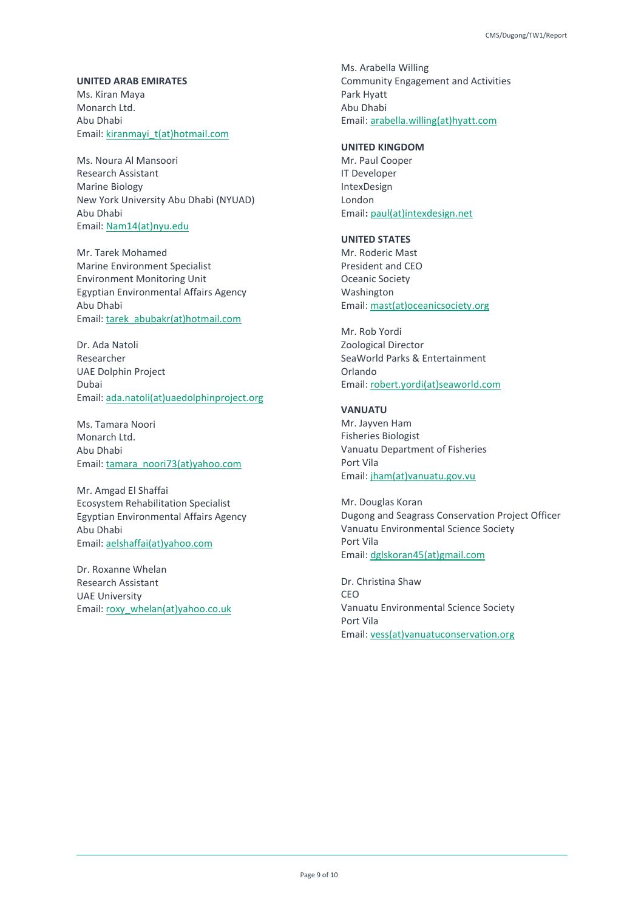**UNITED ARAB EMIRATES**

Ms. Kiran Maya
Monarch Ltd.
Abu Dhabi
Email: kiranmayi_t(at)hotmail.com

Ms. Noura Al Mansoori
Research Assistant
Marine Biology
New York University Abu Dhabi (NYUAD)
Abu Dhabi
Email: Nam14(at)nyu.edu

Mr. Tarek Mohamed
Marine Environment Specialist
Environment Monitoring Unit
Egyptian Environmental Affairs Agency
Abu Dhabi
Email: tarek_abubakr(at)hotmail.com

Dr. Ada Natoli
Researcher
UAE Dolphin Project
Dubai
Email: ada.natoli(at)uaedolphinproject.org

Ms. Tamara Noori
Monarch Ltd.
Abu Dhabi
Email: tamara_noori73(at)yahoo.com

Mr. Amgad El Shaffai
Ecosystem Rehabilitation Specialist
Egyptian Environmental Affairs Agency
Abu Dhabi
Email: aelshaffai(at)yahoo.com

Dr. Roxanne Whelan
Research Assistant
UAE University
Email: roxy_whelan(at)yahoo.co.uk

Ms. Arabella Willing
Community Engagement and Activities
Park Hyatt
Abu Dhabi
Email: arabella.willing(at)hyatt.com

**UNITED KINGDOM**

Mr. Paul Cooper
IT Developer
IntexDesign
London
Email: paul(at)intexdesign.net

**UNITED STATES**

Mr. Roderic Mast
President and CEO
Oceanic Society
Washington
Email: mast(at)oceanicsociety.org

Mr. Rob Yordi
Zoological Director
SeaWorld Parks & Entertainment
Orlando
Email: robert.yordi(at)seaworld.com

**VANUATU**

Mr. Jayven Ham
Fisheries Biologist
Vanuatu Department of Fisheries
Port Vila
Email: jham(at)vanuatu.gov.vu

Mr. Douglas Koran
Dugong and Seagrass Conservation Project Officer
Vanuatu Environmental Science Society
Port Vila
Email: dglskoran45(at)gmail.com

Dr. Christina Shaw
CEO
Vanuatu Environmental Science Society
Port Vila
Email: vess(at)vanuatuconservation.org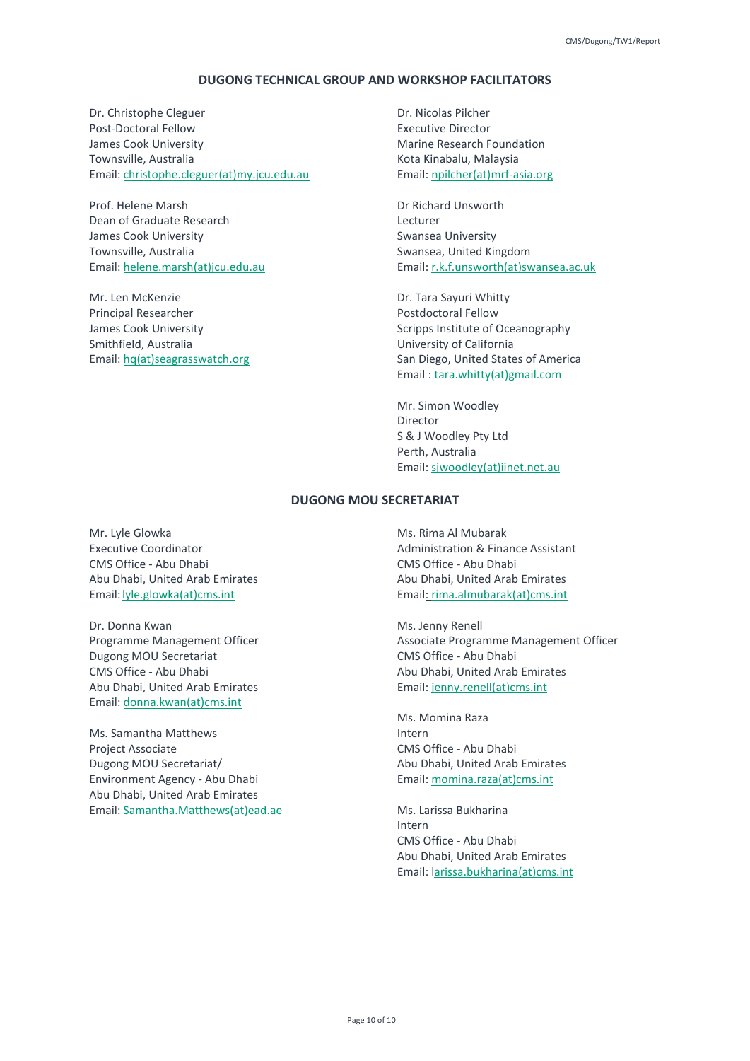## DUGONG TECHNICAL GROUP AND WORKSHOP FACILITATORS

Dr. Christophe Cleguer
Post-Doctoral Fellow
James Cook University
Townsville, Australia
Email: christophe.cleguer(at)my.jcu.edu.au

Prof. Helene Marsh
Dean of Graduate Research
James Cook University
Townsville, Australia
Email: helene.marsh(at)jcu.edu.au

Mr. Len McKenzie
Principal Researcher
James Cook University
Smithfield, Australia
Email: hq(at)seagrasswatch.org

Dr. Nicolas Pilcher
Executive Director
Marine Research Foundation
Kota Kinabalu, Malaysia
Email: npilcher(at)mrf-asia.org

Dr Richard Unsworth
Lecturer
Swansea University
Swansea, United Kingdom
Email: r.k.f.unsworth(at)swansea.ac.uk

Dr. Tara Sayuri Whitty
Postdoctoral Fellow
Scripps Institute of Oceanography
University of California
San Diego, United States of America
Email : tara.whitty(at)gmail.com

Mr. Simon Woodley
Director
S & J Woodley Pty Ltd
Perth, Australia
Email: sjwoodley(at)iinet.net.au

## DUGONG MOU SECRETARIAT

Mr. Lyle Glowka
Executive Coordinator
CMS Office - Abu Dhabi
Abu Dhabi, United Arab Emirates
Email: lyle.glowka(at)cms.int

Dr. Donna Kwan
Programme Management Officer
Dugong MOU Secretariat
CMS Office - Abu Dhabi
Abu Dhabi, United Arab Emirates
Email: donna.kwan(at)cms.int

Ms. Samantha Matthews
Project Associate
Dugong MOU Secretariat/
Environment Agency - Abu Dhabi
Abu Dhabi, United Arab Emirates
Email: Samantha.Matthews(at)ead.ae

Ms. Rima Al Mubarak
Administration & Finance Assistant
CMS Office - Abu Dhabi
Abu Dhabi, United Arab Emirates
Email: rima.almubarak(at)cms.int

Ms. Jenny Renell
Associate Programme Management Officer
CMS Office - Abu Dhabi
Abu Dhabi, United Arab Emirates
Email: jenny.renell(at)cms.int

Ms. Momina Raza
Intern
CMS Office - Abu Dhabi
Abu Dhabi, United Arab Emirates
Email: momina.raza(at)cms.int

Ms. Larissa Bukharina
Intern
CMS Office - Abu Dhabi
Abu Dhabi, United Arab Emirates
Email: larissa.bukharina(at)cms.int